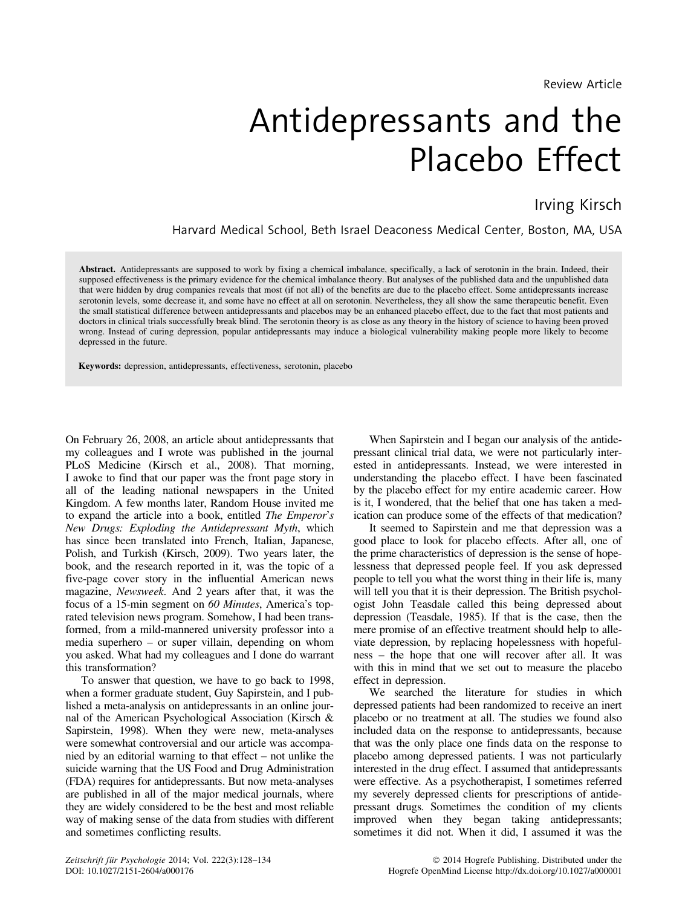Review Article

# Antidepressants and the Placebo Effect

Irving Kirsch

Harvard Medical School, Beth Israel Deaconess Medical Center, Boston, MA, USA

**Abstract.** Antidepressants are supposed to work by fixing a chemical imbalance, specifically, a lack of serotonin in the brain. Indeed, their supposed effectiveness is the primary evidence for the chemical imbalance theory. But analyses of the published data and the unpublished data that were hidden by drug companies reveals that most (if not all) of the benefits are due to the placebo effect. Some antidepressants increase serotonin levels, some decrease it, and some have no effect at all on serotonin. Nevertheless, they all show the same therapeutic benefit. Even the small statistical difference between antidepressants and placebos may be an enhanced placebo effect, due to the fact that most patients and doctors in clinical trials successfully break blind. The serotonin theory is as close as any theory in the history of science to having been proved wrong. Instead of curing depression, popular antidepressants may induce a biological vulnerability making people more likely to become depressed in the future.

**Keywords:** depression, antidepressants, effectiveness, serotonin, placebo

On February 26, 2008, an article about antidepressants that my colleagues and I wrote was published in the journal PLoS Medicine (Kirsch et al., 2008). That morning, I awoke to find that our paper was the front page story in all of the leading national newspapers in the United Kingdom. A few months later, Random House invited me to expand the article into a book, entitled *The Emperor's New Drugs: Exploding the Antidepressant Myth*, which has since been translated into French, Italian, Japanese, Polish, and Turkish (Kirsch, 2009). Two years later, the book, and the research reported in it, was the topic of a five-page cover story in the influential American news magazine, *Newsweek*. And 2 years after that, it was the focus of a 15-min segment on *60 Minutes*, America's top-rated television news program. Somehow, I had been transformed, from a mild-mannered university professor into a media superhero – or super villain, depending on whom you asked. What had my colleagues and I done do warrant this transformation?

To answer that question, we have to go back to 1998, when a former graduate student, Guy Sapirstein, and I published a meta-analysis on antidepressants in an online journal of the American Psychological Association (Kirsch & Sapirstein, 1998). When they were new, meta-analyses were somewhat controversial and our article was accompanied by an editorial warning to that effect – not unlike the suicide warning that the US Food and Drug Administration (FDA) requires for antidepressants. But now meta-analyses are published in all of the major medical journals, where they are widely considered to be the best and most reliable way of making sense of the data from studies with different and sometimes conflicting results.

When Sapirstein and I began our analysis of the antidepressant clinical trial data, we were not particularly interested in antidepressants. Instead, we were interested in understanding the placebo effect. I have been fascinated by the placebo effect for my entire academic career. How is it, I wondered, that the belief that one has taken a medication can produce some of the effects of that medication?

It seemed to Sapirstein and me that depression was a good place to look for placebo effects. After all, one of the prime characteristics of depression is the sense of hopelessness that depressed people feel. If you ask depressed people to tell you what the worst thing in their life is, many will tell you that it is their depression. The British psychologist John Teasdale called this being depressed about depression (Teasdale, 1985). If that is the case, then the mere promise of an effective treatment should help to alleviate depression, by replacing hopelessness with hopefulness – the hope that one will recover after all. It was with this in mind that we set out to measure the placebo effect in depression.

We searched the literature for studies in which depressed patients had been randomized to receive an inert placebo or no treatment at all. The studies we found also included data on the response to antidepressants, because that was the only place one finds data on the response to placebo among depressed patients. I was not particularly interested in the drug effect. I assumed that antidepressants were effective. As a psychotherapist, I sometimes referred my severely depressed clients for prescriptions of antidepressant drugs. Sometimes the condition of my clients improved when they began taking antidepressants; sometimes it did not. When it did, I assumed it was the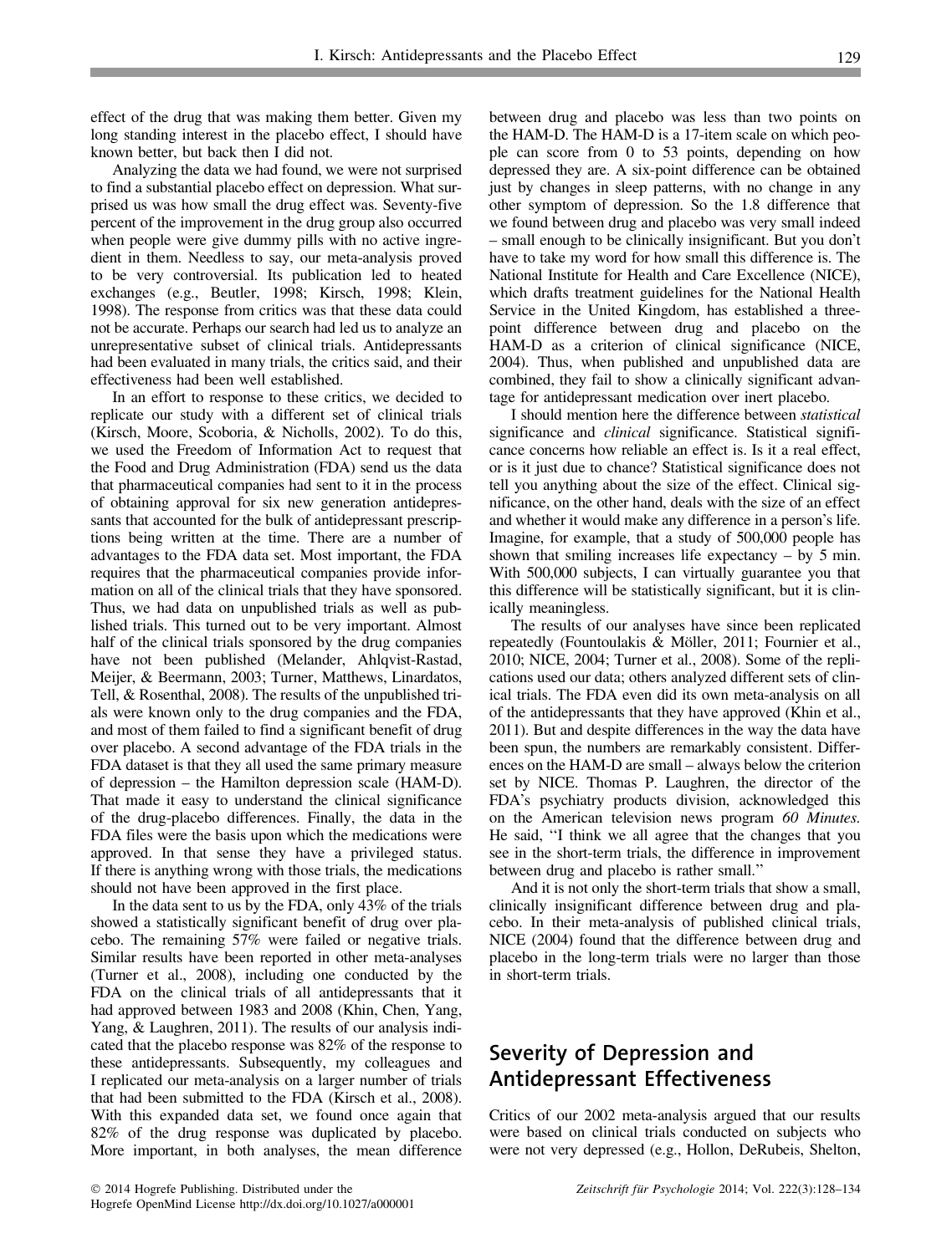effect of the drug that was making them better. Given my long standing interest in the placebo effect, I should have known better, but back then I did not.

Analyzing the data we had found, we were not surprised to find a substantial placebo effect on depression. What surprised us was how small the drug effect was. Seventy-five percent of the improvement in the drug group also occurred when people were give dummy pills with no active ingredient in them. Needless to say, our meta-analysis proved to be very controversial. Its publication led to heated exchanges (e.g., Beutler, 1998; Kirsch, 1998; Klein, 1998). The response from critics was that these data could not be accurate. Perhaps our search had led us to analyze an unrepresentative subset of clinical trials. Antidepressants had been evaluated in many trials, the critics said, and their effectiveness had been well established.

In an effort to response to these critics, we decided to replicate our study with a different set of clinical trials (Kirsch, Moore, Scoboria, & Nicholls, 2002). To do this, we used the Freedom of Information Act to request that the Food and Drug Administration (FDA) send us the data that pharmaceutical companies had sent to it in the process of obtaining approval for six new generation antidepressants that accounted for the bulk of antidepressant prescriptions being written at the time. There are a number of advantages to the FDA data set. Most important, the FDA requires that the pharmaceutical companies provide information on all of the clinical trials that they have sponsored. Thus, we had data on unpublished trials as well as published trials. This turned out to be very important. Almost half of the clinical trials sponsored by the drug companies have not been published (Melander, Ahlqvist-Rastad, Meijer, & Beermann, 2003; Turner, Matthews, Linardatos, Tell, & Rosenthal, 2008). The results of the unpublished trials were known only to the drug companies and the FDA, and most of them failed to find a significant benefit of drug over placebo. A second advantage of the FDA trials in the FDA dataset is that they all used the same primary measure of depression – the Hamilton depression scale (HAM-D). That made it easy to understand the clinical significance of the drug-placebo differences. Finally, the data in the FDA files were the basis upon which the medications were approved. In that sense they have a privileged status. If there is anything wrong with those trials, the medications should not have been approved in the first place.

In the data sent to us by the FDA, only 43% of the trials showed a statistically significant benefit of drug over placebo. The remaining 57% were failed or negative trials. Similar results have been reported in other meta-analyses (Turner et al., 2008), including one conducted by the FDA on the clinical trials of all antidepressants that it had approved between 1983 and 2008 (Khin, Chen, Yang, Yang, & Laughren, 2011). The results of our analysis indicated that the placebo response was 82% of the response to these antidepressants. Subsequently, my colleagues and I replicated our meta-analysis on a larger number of trials that had been submitted to the FDA (Kirsch et al., 2008). With this expanded data set, we found once again that 82% of the drug response was duplicated by placebo. More important, in both analyses, the mean difference between drug and placebo was less than two points on the HAM-D. The HAM-D is a 17-item scale on which people can score from 0 to 53 points, depending on how depressed they are. A six-point difference can be obtained just by changes in sleep patterns, with no change in any other symptom of depression. So the 1.8 difference that we found between drug and placebo was very small indeed – small enough to be clinically insignificant. But you don't have to take my word for how small this difference is. The National Institute for Health and Care Excellence (NICE), which drafts treatment guidelines for the National Health Service in the United Kingdom, has established a three-point difference between drug and placebo on the HAM-D as a criterion of clinical significance (NICE, 2004). Thus, when published and unpublished data are combined, they fail to show a clinically significant advantage for antidepressant medication over inert placebo.

I should mention here the difference between *statistical* significance and *clinical* significance. Statistical significance concerns how reliable an effect is. Is it a real effect, or is it just due to chance? Statistical significance does not tell you anything about the size of the effect. Clinical significance, on the other hand, deals with the size of an effect and whether it would make any difference in a person's life. Imagine, for example, that a study of 500,000 people has shown that smiling increases life expectancy – by 5 min. With 500,000 subjects, I can virtually guarantee you that this difference will be statistically significant, but it is clinically meaningless.

The results of our analyses have since been replicated repeatedly (Fountoulakis & Möller, 2011; Fournier et al., 2010; NICE, 2004; Turner et al., 2008). Some of the replications used our data; others analyzed different sets of clinical trials. The FDA even did its own meta-analysis on all of the antidepressants that they have approved (Khin et al., 2011). But despite differences in the way the data have been spun, the numbers are remarkably consistent. Differences on the HAM-D are small – always below the criterion set by NICE. Thomas P. Laughren, the director of the FDA's psychiatry products division, acknowledged this on the American television news program *60 Minutes*. He said, "I think we all agree that the changes that you see in the short-term trials, the difference in improvement between drug and placebo is rather small."

And it is not only the short-term trials that show a small, clinically insignificant difference between drug and placebo. In their meta-analysis of published clinical trials, NICE (2004) found that the difference between drug and placebo in the long-term trials were no larger than those in short-term trials.

## Severity of Depression and Antidepressant Effectiveness

Critics of our 2002 meta-analysis argued that our results were based on clinical trials conducted on subjects who were not very depressed (e.g., Hollon, DeRubeis, Shelton,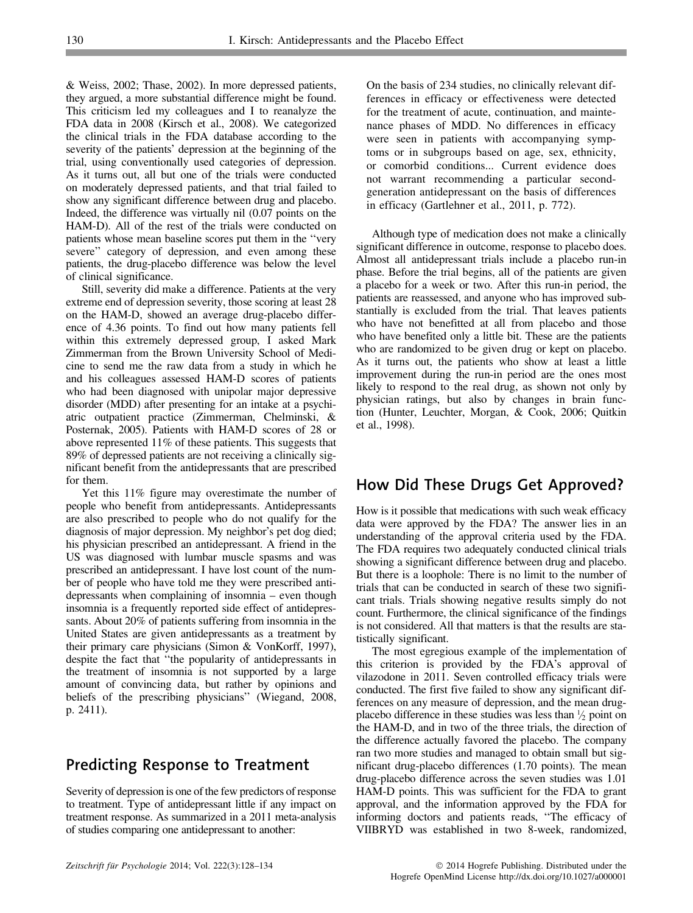& Weiss, 2002; Thase, 2002). In more depressed patients, they argued, a more substantial difference might be found. This criticism led my colleagues and I to reanalyze the FDA data in 2008 (Kirsch et al., 2008). We categorized the clinical trials in the FDA database according to the severity of the patients' depression at the beginning of the trial, using conventionally used categories of depression. As it turns out, all but one of the trials were conducted on moderately depressed patients, and that trial failed to show any significant difference between drug and placebo. Indeed, the difference was virtually nil (0.07 points on the HAM-D). All of the rest of the trials were conducted on patients whose mean baseline scores put them in the ''very severe'' category of depression, and even among these patients, the drug-placebo difference was below the level of clinical significance.

Still, severity did make a difference. Patients at the very extreme end of depression severity, those scoring at least 28 on the HAM-D, showed an average drug-placebo difference of 4.36 points. To find out how many patients fell within this extremely depressed group, I asked Mark Zimmerman from the Brown University School of Medicine to send me the raw data from a study in which he and his colleagues assessed HAM-D scores of patients who had been diagnosed with unipolar major depressive disorder (MDD) after presenting for an intake at a psychiatric outpatient practice (Zimmerman, Chelminski, & Posternak, 2005). Patients with HAM-D scores of 28 or above represented 11% of these patients. This suggests that 89% of depressed patients are not receiving a clinically significant benefit from the antidepressants that are prescribed for them.

Yet this 11% figure may overestimate the number of people who benefit from antidepressants. Antidepressants are also prescribed to people who do not qualify for the diagnosis of major depression. My neighbor's pet dog died; his physician prescribed an antidepressant. A friend in the US was diagnosed with lumbar muscle spasms and was prescribed an antidepressant. I have lost count of the number of people who have told me they were prescribed antidepressants when complaining of insomnia – even though insomnia is a frequently reported side effect of antidepressants. About 20% of patients suffering from insomnia in the United States are given antidepressants as a treatment by their primary care physicians (Simon & VonKorff, 1997), despite the fact that ''the popularity of antidepressants in the treatment of insomnia is not supported by a large amount of convincing data, but rather by opinions and beliefs of the prescribing physicians'' (Wiegand, 2008, p. 2411).

## Predicting Response to Treatment

Severity of depression is one of the few predictors of response to treatment. Type of antidepressant has little if any impact on treatment response. As summarized in a 2011 meta-analysis of studies comparing one antidepressant to another:

> On the basis of 234 studies, no clinically relevant differences in efficacy or effectiveness were detected for the treatment of acute, continuation, and maintenance phases of MDD. No differences in efficacy were seen in patients with accompanying symptoms or in subgroups based on age, sex, ethnicity, or comorbid conditions... Current evidence does not warrant recommending a particular second-generation antidepressant on the basis of differences in efficacy (Gartlehner et al., 2011, p. 772).

Although type of medication does not make a clinically significant difference in outcome, response to placebo does. Almost all antidepressant trials include a placebo run-in phase. Before the trial begins, all of the patients are given a placebo for a week or two. After this run-in period, the patients are reassessed, and anyone who has improved substantially is excluded from the trial. That leaves patients who have not benefitted at all from placebo and those who have benefited only a little bit. These are the patients who are randomized to be given drug or kept on placebo. As it turns out, the patients who show at least a little improvement during the run-in period are the ones most likely to respond to the real drug, as shown not only by physician ratings, but also by changes in brain function (Hunter, Leuchter, Morgan, & Cook, 2006; Quitkin et al., 1998).

## How Did These Drugs Get Approved?

How is it possible that medications with such weak efficacy data were approved by the FDA? The answer lies in an understanding of the approval criteria used by the FDA. The FDA requires two adequately conducted clinical trials showing a significant difference between drug and placebo. But there is a loophole: There is no limit to the number of trials that can be conducted in search of these two significant trials. Trials showing negative results simply do not count. Furthermore, the clinical significance of the findings is not considered. All that matters is that the results are statistically significant.

The most egregious example of the implementation of this criterion is provided by the FDA's approval of vilazodone in 2011. Seven controlled efficacy trials were conducted. The first five failed to show any significant differences on any measure of depression, and the mean drug-placebo difference in these studies was less than ½ point on the HAM-D, and in two of the three trials, the direction of the difference actually favored the placebo. The company ran two more studies and managed to obtain small but significant drug-placebo differences (1.70 points). The mean drug-placebo difference across the seven studies was 1.01 HAM-D points. This was sufficient for the FDA to grant approval, and the information approved by the FDA for informing doctors and patients reads, ''The efficacy of VIIBRYD was established in two 8-week, randomized,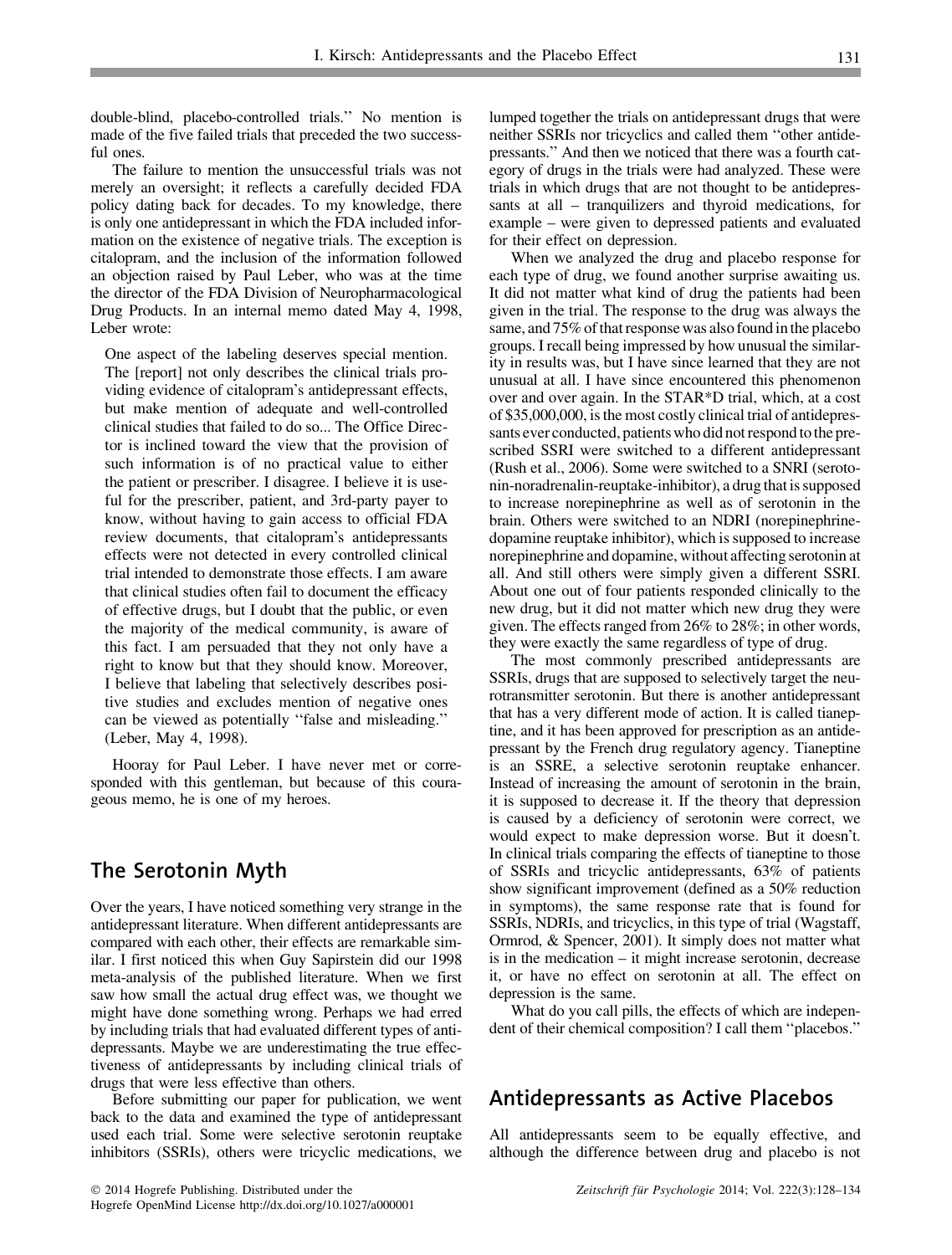double-blind, placebo-controlled trials.'' No mention is made of the five failed trials that preceded the two successful ones.

The failure to mention the unsuccessful trials was not merely an oversight; it reflects a carefully decided FDA policy dating back for decades. To my knowledge, there is only one antidepressant in which the FDA included information on the existence of negative trials. The exception is citalopram, and the inclusion of the information followed an objection raised by Paul Leber, who was at the time the director of the FDA Division of Neuropharmacological Drug Products. In an internal memo dated May 4, 1998, Leber wrote:

> One aspect of the labeling deserves special mention. The [report] not only describes the clinical trials providing evidence of citalopram's antidepressant effects, but make mention of adequate and well-controlled clinical studies that failed to do so... The Office Director is inclined toward the view that the provision of such information is of no practical value to either the patient or prescriber. I disagree. I believe it is useful for the prescriber, patient, and 3rd-party payer to know, without having to gain access to official FDA review documents, that citalopram's antidepressants effects were not detected in every controlled clinical trial intended to demonstrate those effects. I am aware that clinical studies often fail to document the efficacy of effective drugs, but I doubt that the public, or even the majority of the medical community, is aware of this fact. I am persuaded that they not only have a right to know but that they should know. Moreover, I believe that labeling that selectively describes positive studies and excludes mention of negative ones can be viewed as potentially ''false and misleading.'' (Leber, May 4, 1998).

Hooray for Paul Leber. I have never met or corresponded with this gentleman, but because of this courageous memo, he is one of my heroes.

## The Serotonin Myth

Over the years, I have noticed something very strange in the antidepressant literature. When different antidepressants are compared with each other, their effects are remarkable similar. I first noticed this when Guy Sapirstein did our 1998 meta-analysis of the published literature. When we first saw how small the actual drug effect was, we thought we might have done something wrong. Perhaps we had erred by including trials that had evaluated different types of antidepressants. Maybe we are underestimating the true effectiveness of antidepressants by including clinical trials of drugs that were less effective than others.

Before submitting our paper for publication, we went back to the data and examined the type of antidepressant used each trial. Some were selective serotonin reuptake inhibitors (SSRIs), others were tricyclic medications, we lumped together the trials on antidepressant drugs that were neither SSRIs nor tricyclics and called them ''other antidepressants.'' And then we noticed that there was a fourth category of drugs in the trials were had analyzed. These were trials in which drugs that are not thought to be antidepressants at all – tranquilizers and thyroid medications, for example – were given to depressed patients and evaluated for their effect on depression.

When we analyzed the drug and placebo response for each type of drug, we found another surprise awaiting us. It did not matter what kind of drug the patients had been given in the trial. The response to the drug was always the same, and 75% of that response was also found in the placebo groups. I recall being impressed by how unusual the similarity in results was, but I have since learned that they are not unusual at all. I have since encountered this phenomenon over and over again. In the STAR*D trial, which, at a cost of $35,000,000, is the most costly clinical trial of antidepressants ever conducted, patients who did not respond to the prescribed SSRI were switched to a different antidepressant (Rush et al., 2006). Some were switched to a SNRI (serotonin-noradrenalin-reuptake-inhibitor), a drug that is supposed to increase norepinephrine as well as of serotonin in the brain. Others were switched to an NDRI (norepinephrine-dopamine reuptake inhibitor), which is supposed to increase norepinephrine and dopamine, without affecting serotonin at all. And still others were simply given a different SSRI. About one out of four patients responded clinically to the new drug, but it did not matter which new drug they were given. The effects ranged from 26% to 28%; in other words, they were exactly the same regardless of type of drug.

The most commonly prescribed antidepressants are SSRIs, drugs that are supposed to selectively target the neurotransmitter serotonin. But there is another antidepressant that has a very different mode of action. It is called tianeptine, and it has been approved for prescription as an antidepressant by the French drug regulatory agency. Tianeptine is an SSRE, a selective serotonin reuptake enhancer. Instead of increasing the amount of serotonin in the brain, it is supposed to decrease it. If the theory that depression is caused by a deficiency of serotonin were correct, we would expect to make depression worse. But it doesn't. In clinical trials comparing the effects of tianeptine to those of SSRIs and tricyclic antidepressants, 63% of patients show significant improvement (defined as a 50% reduction in symptoms), the same response rate that is found for SSRIs, NDRIs, and tricyclics, in this type of trial (Wagstaff, Ormrod, & Spencer, 2001). It simply does not matter what is in the medication – it might increase serotonin, decrease it, or have no effect on serotonin at all. The effect on depression is the same.

What do you call pills, the effects of which are independent of their chemical composition? I call them ''placebos.''

## Antidepressants as Active Placebos

All antidepressants seem to be equally effective, and although the difference between drug and placebo is not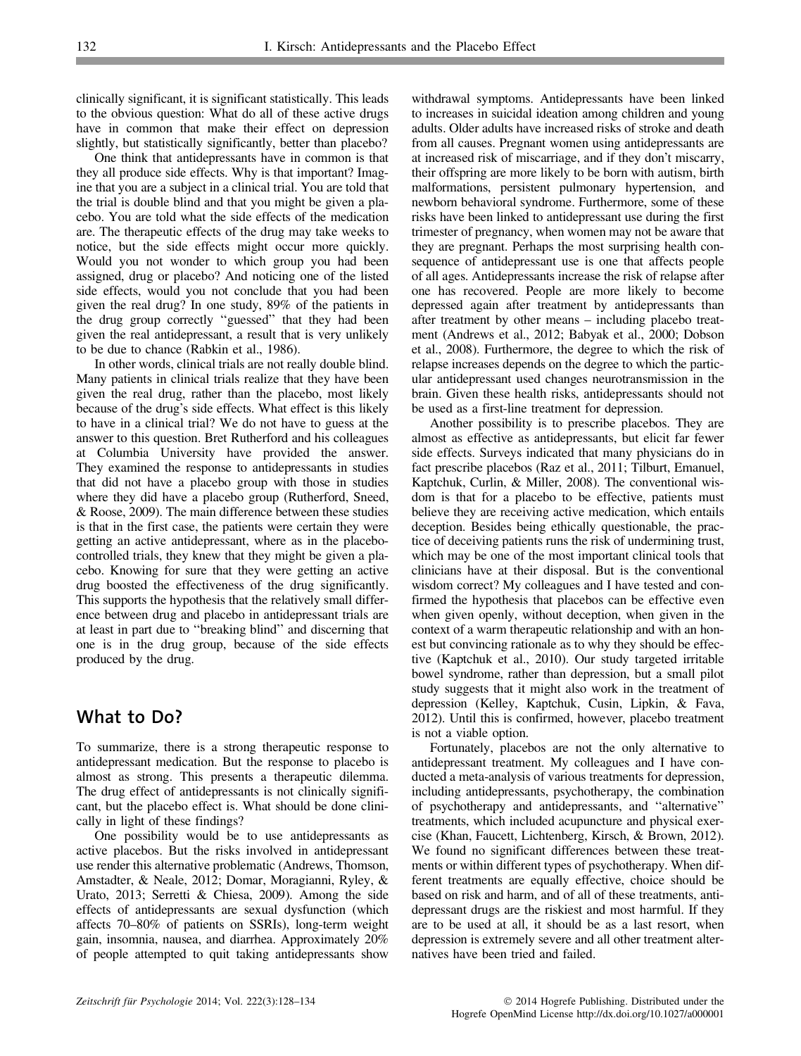clinically significant, it is significant statistically. This leads to the obvious question: What do all of these active drugs have in common that make their effect on depression slightly, but statistically significantly, better than placebo?

One think that antidepressants have in common is that they all produce side effects. Why is that important? Imagine that you are a subject in a clinical trial. You are told that the trial is double blind and that you might be given a placebo. You are told what the side effects of the medication are. The therapeutic effects of the drug may take weeks to notice, but the side effects might occur more quickly. Would you not wonder to which group you had been assigned, drug or placebo? And noticing one of the listed side effects, would you not conclude that you had been given the real drug? In one study, 89% of the patients in the drug group correctly "guessed" that they had been given the real antidepressant, a result that is very unlikely to be due to chance (Rabkin et al., 1986).

In other words, clinical trials are not really double blind. Many patients in clinical trials realize that they have been given the real drug, rather than the placebo, most likely because of the drug's side effects. What effect is this likely to have in a clinical trial? We do not have to guess at the answer to this question. Bret Rutherford and his colleagues at Columbia University have provided the answer. They examined the response to antidepressants in studies that did not have a placebo group with those in studies where they did have a placebo group (Rutherford, Sneed, & Roose, 2009). The main difference between these studies is that in the first case, the patients were certain they were getting an active antidepressant, where as in the placebo-controlled trials, they knew that they might be given a placebo. Knowing for sure that they were getting an active drug boosted the effectiveness of the drug significantly. This supports the hypothesis that the relatively small difference between drug and placebo in antidepressant trials are at least in part due to "breaking blind" and discerning that one is in the drug group, because of the side effects produced by the drug.

## What to Do?

To summarize, there is a strong therapeutic response to antidepressant medication. But the response to placebo is almost as strong. This presents a therapeutic dilemma. The drug effect of antidepressants is not clinically significant, but the placebo effect is. What should be done clinically in light of these findings?

One possibility would be to use antidepressants as active placebos. But the risks involved in antidepressant use render this alternative problematic (Andrews, Thomson, Amstadter, & Neale, 2012; Domar, Moragianni, Ryley, & Urato, 2013; Serretti & Chiesa, 2009). Among the side effects of antidepressants are sexual dysfunction (which affects 70–80% of patients on SSRIs), long-term weight gain, insomnia, nausea, and diarrhea. Approximately 20% of people attempted to quit taking antidepressants show withdrawal symptoms. Antidepressants have been linked to increases in suicidal ideation among children and young adults. Older adults have increased risks of stroke and death from all causes. Pregnant women using antidepressants are at increased risk of miscarriage, and if they don't miscarry, their offspring are more likely to be born with autism, birth malformations, persistent pulmonary hypertension, and newborn behavioral syndrome. Furthermore, some of these risks have been linked to antidepressant use during the first trimester of pregnancy, when women may not be aware that they are pregnant. Perhaps the most surprising health consequence of antidepressant use is one that affects people of all ages. Antidepressants increase the risk of relapse after one has recovered. People are more likely to become depressed again after treatment by antidepressants than after treatment by other means – including placebo treatment (Andrews et al., 2012; Babyak et al., 2000; Dobson et al., 2008). Furthermore, the degree to which the risk of relapse increases depends on the degree to which the particular antidepressant used changes neurotransmission in the brain. Given these health risks, antidepressants should not be used as a first-line treatment for depression.

Another possibility is to prescribe placebos. They are almost as effective as antidepressants, but elicit far fewer side effects. Surveys indicated that many physicians do in fact prescribe placebos (Raz et al., 2011; Tilburt, Emanuel, Kaptchuk, Curlin, & Miller, 2008). The conventional wisdom is that for a placebo to be effective, patients must believe they are receiving active medication, which entails deception. Besides being ethically questionable, the practice of deceiving patients runs the risk of undermining trust, which may be one of the most important clinical tools that clinicians have at their disposal. But is the conventional wisdom correct? My colleagues and I have tested and confirmed the hypothesis that placebos can be effective even when given openly, without deception, when given in the context of a warm therapeutic relationship and with an honest but convincing rationale as to why they should be effective (Kaptchuk et al., 2010). Our study targeted irritable bowel syndrome, rather than depression, but a small pilot study suggests that it might also work in the treatment of depression (Kelley, Kaptchuk, Cusin, Lipkin, & Fava, 2012). Until this is confirmed, however, placebo treatment is not a viable option.

Fortunately, placebos are not the only alternative to antidepressant treatment. My colleagues and I have conducted a meta-analysis of various treatments for depression, including antidepressants, psychotherapy, the combination of psychotherapy and antidepressants, and "alternative" treatments, which included acupuncture and physical exercise (Khan, Faucett, Lichtenberg, Kirsch, & Brown, 2012). We found no significant differences between these treatments or within different types of psychotherapy. When different treatments are equally effective, choice should be based on risk and harm, and of all of these treatments, antidepressant drugs are the riskiest and most harmful. If they are to be used at all, it should be as a last resort, when depression is extremely severe and all other treatment alternatives have been tried and failed.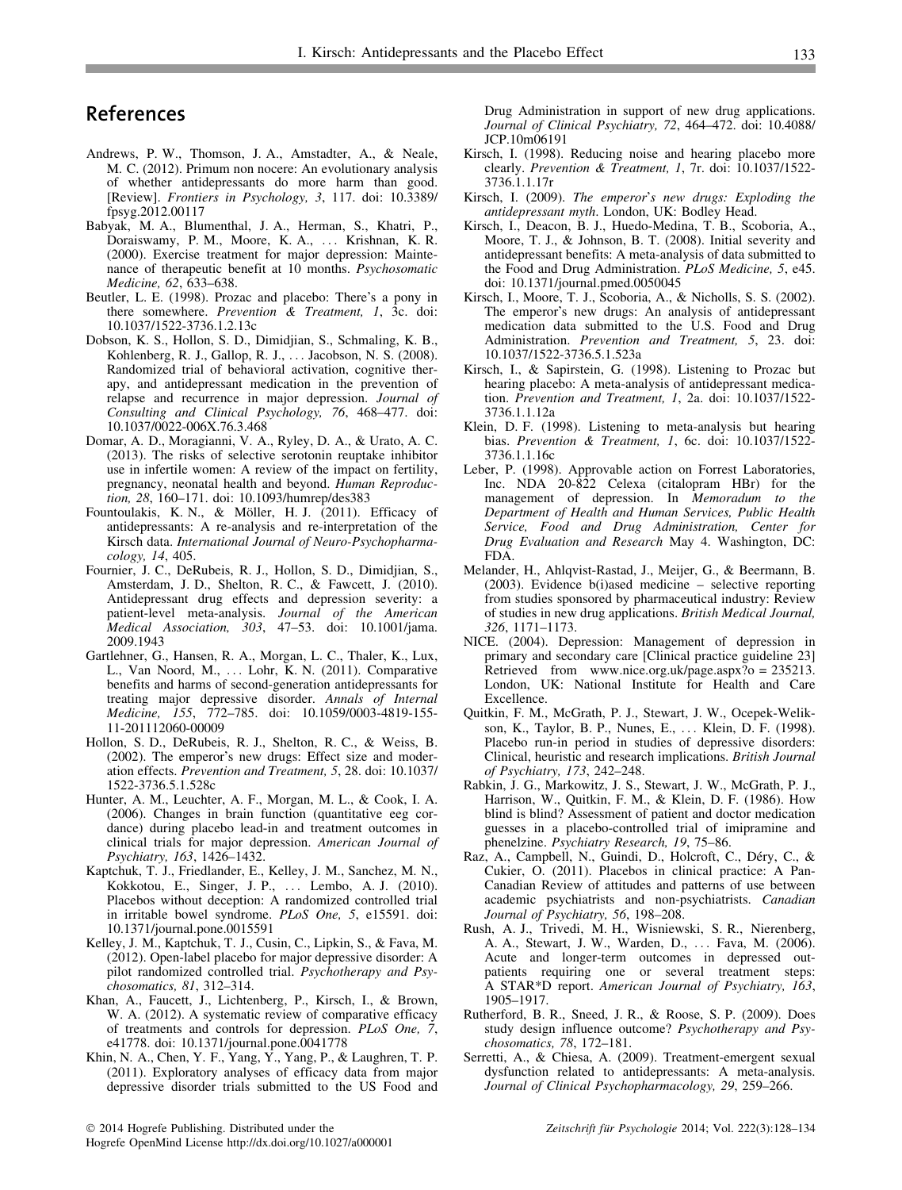## References

Andrews, P. W., Thomson, J. A., Amstadter, A., & Neale, M. C. (2012). Primum non nocere: An evolutionary analysis of whether antidepressants do more harm than good. [Review]. *Frontiers in Psychology, 3*, 117. doi: 10.3389/fpsyg.2012.00117

Babyak, M. A., Blumenthal, J. A., Herman, S., Khatri, P., Doraiswamy, P. M., Moore, K. A., ... Krishnan, K. R. (2000). Exercise treatment for major depression: Maintenance of therapeutic benefit at 10 months. *Psychosomatic Medicine, 62*, 633–638.

Beutler, L. E. (1998). Prozac and placebo: There's a pony in there somewhere. *Prevention & Treatment, 1*, 3c. doi: 10.1037/1522-3736.1.2.13c

Dobson, K. S., Hollon, S. D., Dimidjian, S., Schmaling, K. B., Kohlenberg, R. J., Gallop, R. J., ... Jacobson, N. S. (2008). Randomized trial of behavioral activation, cognitive therapy, and antidepressant medication in the prevention of relapse and recurrence in major depression. *Journal of Consulting and Clinical Psychology, 76*, 468–477. doi: 10.1037/0022-006X.76.3.468

Domar, A. D., Moragianni, V. A., Ryley, D. A., & Urato, A. C. (2013). The risks of selective serotonin reuptake inhibitor use in infertile women: A review of the impact on fertility, pregnancy, neonatal health and beyond. *Human Reproduction, 28*, 160–171. doi: 10.1093/humrep/des383

Fountoulakis, K. N., & Möller, H. J. (2011). Efficacy of antidepressants: A re-analysis and re-interpretation of the Kirsch data. *International Journal of Neuro-Psychopharmacology, 14*, 405.

Fournier, J. C., DeRubeis, R. J., Hollon, S. D., Dimidjian, S., Amsterdam, J. D., Shelton, R. C., & Fawcett, J. (2010). Antidepressant drug effects and depression severity: a patient-level meta-analysis. *Journal of the American Medical Association, 303*, 47–53. doi: 10.1001/jama.2009.1943

Gartlehner, G., Hansen, R. A., Morgan, L. C., Thaler, K., Lux, L., Van Noord, M., ... Lohr, K. N. (2011). Comparative benefits and harms of second-generation antidepressants for treating major depressive disorder. *Annals of Internal Medicine, 155*, 772–785. doi: 10.1059/0003-4819-155-11-201112060-00009

Hollon, S. D., DeRubeis, R. J., Shelton, R. C., & Weiss, B. (2002). The emperor's new drugs: Effect size and moderation effects. *Prevention and Treatment, 5*, 28. doi: 10.1037/1522-3736.5.1.528c

Hunter, A. M., Leuchter, A. F., Morgan, M. L., & Cook, I. A. (2006). Changes in brain function (quantitative eeg cordance) during placebo lead-in and treatment outcomes in clinical trials for major depression. *American Journal of Psychiatry, 163*, 1426–1432.

Kaptchuk, T. J., Friedlander, E., Kelley, J. M., Sanchez, M. N., Kokkotou, E., Singer, J. P., ... Lembo, A. J. (2010). Placebos without deception: A randomized controlled trial in irritable bowel syndrome. *PLoS One, 5*, e15591. doi: 10.1371/journal.pone.0015591

Kelley, J. M., Kaptchuk, T. J., Cusin, C., Lipkin, S., & Fava, M. (2012). Open-label placebo for major depressive disorder: A pilot randomized controlled trial. *Psychotherapy and Psychosomatics, 81*, 312–314.

Khan, A., Faucett, J., Lichtenberg, P., Kirsch, I., & Brown, W. A. (2012). A systematic review of comparative efficacy of treatments and controls for depression. *PLoS One, 7*, e41778. doi: 10.1371/journal.pone.0041778

Khin, N. A., Chen, Y. F., Yang, Y., Yang, P., & Laughren, T. P. (2011). Exploratory analyses of efficacy data from major depressive disorder trials submitted to the US Food and Drug Administration in support of new drug applications. *Journal of Clinical Psychiatry, 72*, 464–472. doi: 10.4088/JCP.10m06191

Kirsch, I. (1998). Reducing noise and hearing placebo more clearly. *Prevention & Treatment, 1*, 7r. doi: 10.1037/1522-3736.1.1.17r

Kirsch, I. (2009). *The emperor's new drugs: Exploding the antidepressant myth*. London, UK: Bodley Head.

Kirsch, I., Deacon, B. J., Huedo-Medina, T. B., Scoboria, A., Moore, T. J., & Johnson, B. T. (2008). Initial severity and antidepressant benefits: A meta-analysis of data submitted to the Food and Drug Administration. *PLoS Medicine, 5*, e45. doi: 10.1371/journal.pmed.0050045

Kirsch, I., Moore, T. J., Scoboria, A., & Nicholls, S. S. (2002). The emperor's new drugs: An analysis of antidepressant medication data submitted to the U.S. Food and Drug Administration. *Prevention and Treatment, 5*, 23. doi: 10.1037/1522-3736.5.1.523a

Kirsch, I., & Sapirstein, G. (1998). Listening to Prozac but hearing placebo: A meta-analysis of antidepressant medication. *Prevention and Treatment, 1*, 2a. doi: 10.1037/1522-3736.1.1.12a

Klein, D. F. (1998). Listening to meta-analysis but hearing bias. *Prevention & Treatment, 1*, 6c. doi: 10.1037/1522-3736.1.1.16c

Leber, P. (1998). Approvable action on Forrest Laboratories, Inc. NDA 20-822 Celexa (citalopram HBr) for the management of depression. In *Memoradum to the Department of Health and Human Services, Public Health Service, Food and Drug Administration, Center for Drug Evaluation and Research* May 4. Washington, DC: FDA.

Melander, H., Ahlqvist-Rastad, J., Meijer, G., & Beermann, B. (2003). Evidence b(i)ased medicine – selective reporting from studies sponsored by pharmaceutical industry: Review of studies in new drug applications. *British Medical Journal, 326*, 1171–1173.

NICE. (2004). Depression: Management of depression in primary and secondary care [Clinical practice guideline 23] Retrieved from www.nice.org.uk/page.aspx?o = 235213. London, UK: National Institute for Health and Care Excellence.

Quitkin, F. M., McGrath, P. J., Stewart, J. W., Ocepek-Welikson, K., Taylor, B. P., Nunes, E., ... Klein, D. F. (1998). Placebo run-in period in studies of depressive disorders: Clinical, heuristic and research implications. *British Journal of Psychiatry, 173*, 242–248.

Rabkin, J. G., Markowitz, J. S., Stewart, J. W., McGrath, P. J., Harrison, W., Quitkin, F. M., & Klein, D. F. (1986). How blind is blind? Assessment of patient and doctor medication guesses in a placebo-controlled trial of imipramine and phenelzine. *Psychiatry Research, 19*, 75–86.

Raz, A., Campbell, N., Guindi, D., Holcroft, C., Déry, C., & Cukier, O. (2011). Placebos in clinical practice: A Pan-Canadian Review of attitudes and patterns of use between academic psychiatrists and non-psychiatrists. *Canadian Journal of Psychiatry, 56*, 198–208.

Rush, A. J., Trivedi, M. H., Wisniewski, S. R., Nierenberg, A. A., Stewart, J. W., Warden, D., ... Fava, M. (2006). Acute and longer-term outcomes in depressed outpatients requiring one or several treatment steps: A STAR*D report. *American Journal of Psychiatry, 163*, 1905–1917.

Rutherford, B. R., Sneed, J. R., & Roose, S. P. (2009). Does study design influence outcome? *Psychotherapy and Psychosomatics, 78*, 172–181.

Serretti, A., & Chiesa, A. (2009). Treatment-emergent sexual dysfunction related to antidepressants: A meta-analysis. *Journal of Clinical Psychopharmacology, 29*, 259–266.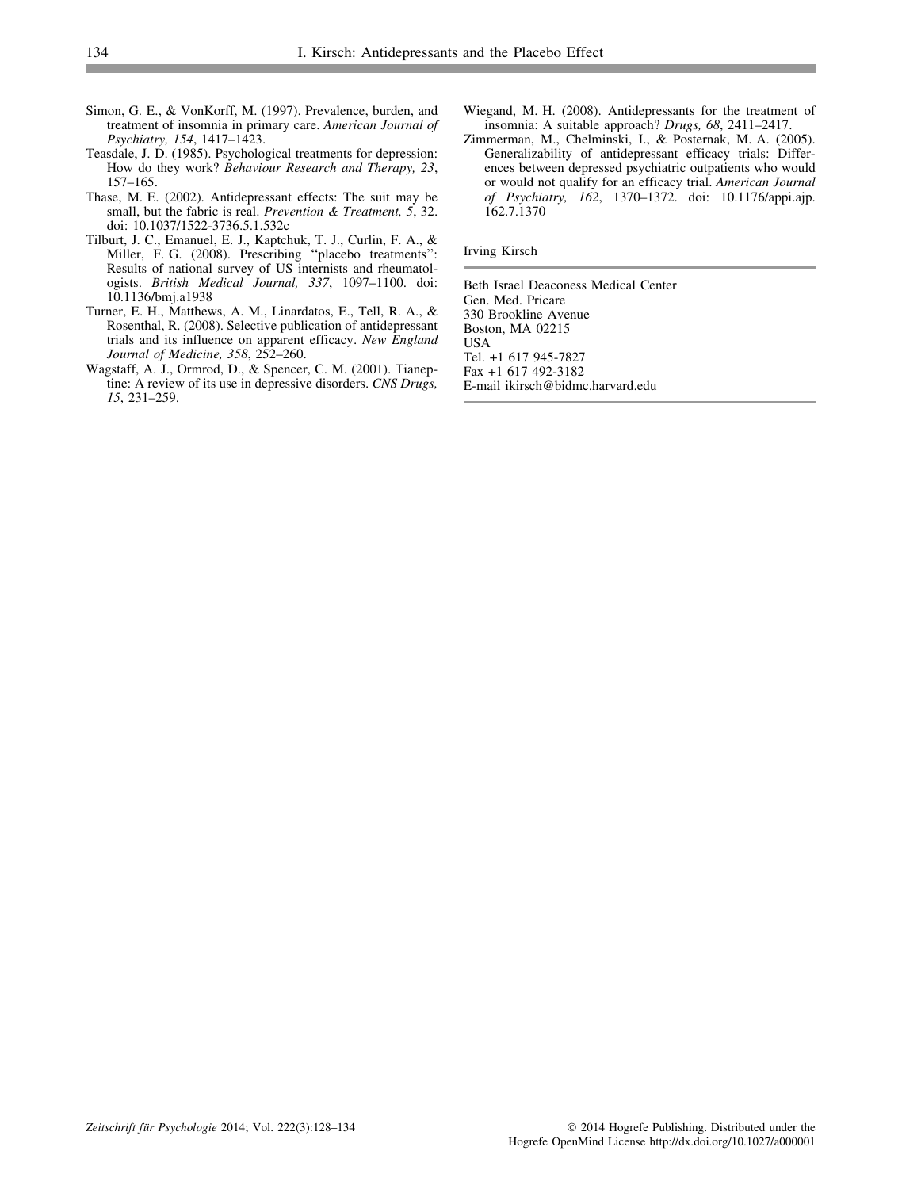Simon, G. E., & VonKorff, M. (1997). Prevalence, burden, and treatment of insomnia in primary care. *American Journal of Psychiatry, 154*, 1417–1423.

Teasdale, J. D. (1985). Psychological treatments for depression: How do they work? *Behaviour Research and Therapy, 23*, 157–165.

Thase, M. E. (2002). Antidepressant effects: The suit may be small, but the fabric is real. *Prevention & Treatment, 5*, 32. doi: 10.1037/1522-3736.5.1.532c

Tilburt, J. C., Emanuel, E. J., Kaptchuk, T. J., Curlin, F. A., & Miller, F. G. (2008). Prescribing "placebo treatments": Results of national survey of US internists and rheumatologists. *British Medical Journal, 337*, 1097–1100. doi: 10.1136/bmj.a1938

Turner, E. H., Matthews, A. M., Linardatos, E., Tell, R. A., & Rosenthal, R. (2008). Selective publication of antidepressant trials and its influence on apparent efficacy. *New England Journal of Medicine, 358*, 252–260.

Wagstaff, A. J., Ormrod, D., & Spencer, C. M. (2001). Tianeptine: A review of its use in depressive disorders. *CNS Drugs, 15*, 231–259.

Wiegand, M. H. (2008). Antidepressants for the treatment of insomnia: A suitable approach? *Drugs, 68*, 2411–2417.

Zimmerman, M., Chelminski, I., & Posternak, M. A. (2005). Generalizability of antidepressant efficacy trials: Differences between depressed psychiatric outpatients who would or would not qualify for an efficacy trial. *American Journal of Psychiatry, 162*, 1370–1372. doi: 10.1176/appi.ajp.162.7.1370

Irving Kirsch

Beth Israel Deaconess Medical Center
Gen. Med. Pricare
330 Brookline Avenue
Boston, MA 02215
USA
Tel. +1 617 945-7827
Fax +1 617 492-3182
E-mail ikirsch@bidmc.harvard.edu